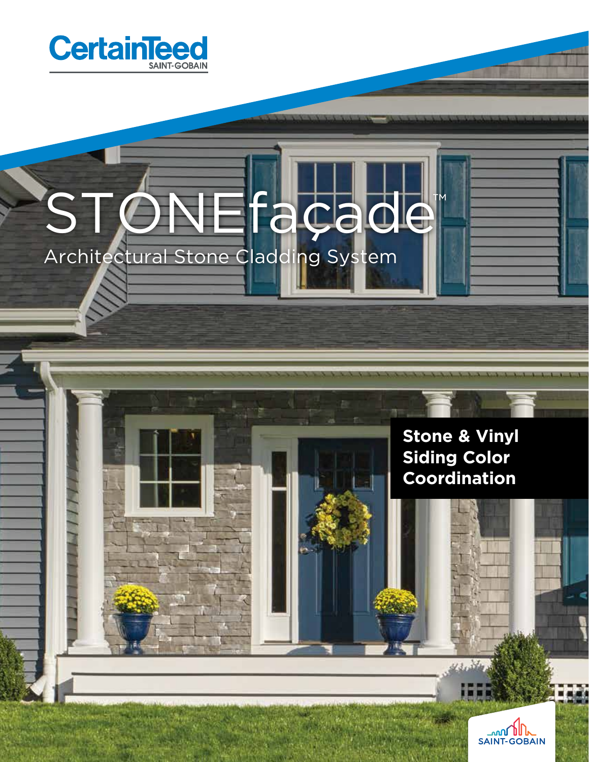CertainTeed
SAINT-GOBAIN

# STONEfaçade™

## Architectural Stone Cladding System

**Stone & Vinyl Siding Color Coordination**

SAINT-GOBAIN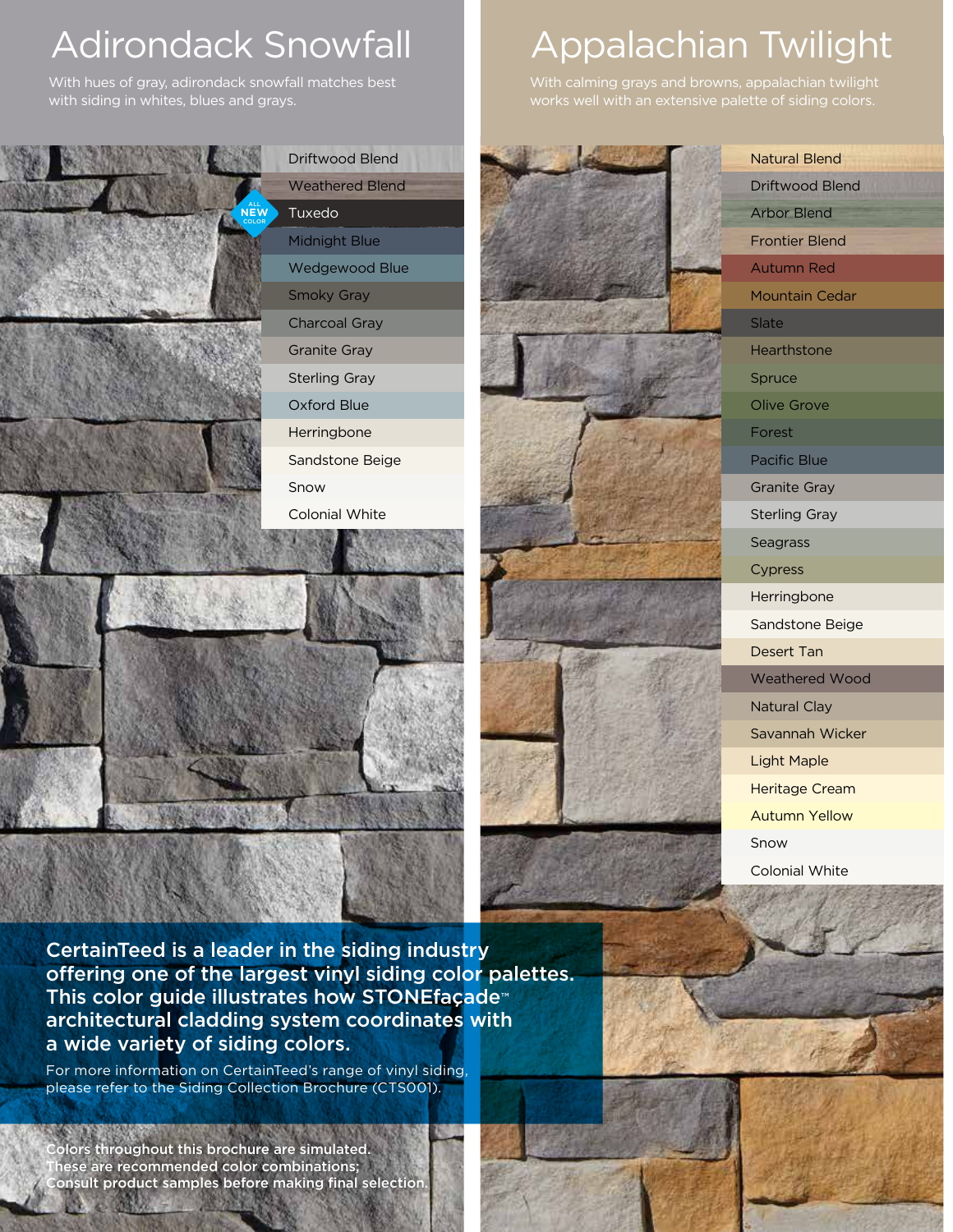# Adirondack Snowfall

With hues of gray, adirondack snowfall matches best with siding in whites, blues and grays.

- Driftwood Blend
- Weathered Blend
- Tuxedo (ALL NEW COLOR)
- Midnight Blue
- Wedgewood Blue
- Smoky Gray
- Charcoal Gray
- Granite Gray
- Sterling Gray
- Oxford Blue
- Herringbone
- Sandstone Beige
- Snow
- Colonial White

# Appalachian Twilight

With calming grays and browns, appalachian twilight works well with an extensive palette of siding colors.

- Natural Blend
- Driftwood Blend
- Arbor Blend
- Frontier Blend
- Autumn Red
- Mountain Cedar
- Slate
- Hearthstone
- Spruce
- Olive Grove
- Forest
- Pacific Blue
- Granite Gray
- Sterling Gray
- Seagrass
- Cypress
- Herringbone
- Sandstone Beige
- Desert Tan
- Weathered Wood
- Natural Clay
- Savannah Wicker
- Light Maple
- Heritage Cream
- Autumn Yellow
- Snow
- Colonial White

**CertainTeed is a leader in the siding industry offering one of the largest vinyl siding color palettes. This color guide illustrates how STONEfaçade™ architectural cladding system coordinates with a wide variety of siding colors.**

For more information on CertainTeed's range of vinyl siding, please refer to the Siding Collection Brochure (CTS001).

Colors throughout this brochure are simulated. These are recommended color combinations; Consult product samples before making final selection.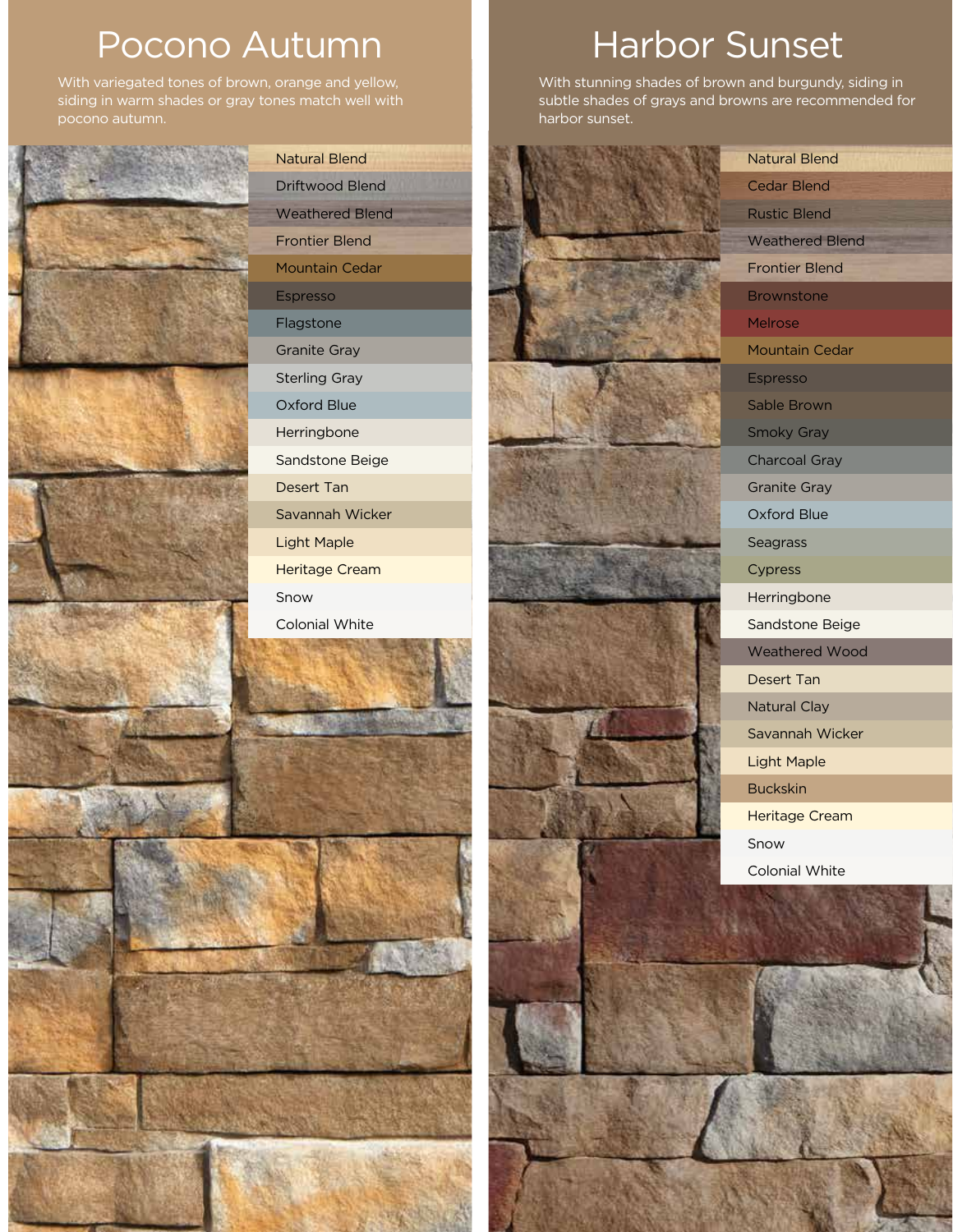# Pocono Autumn

With variegated tones of brown, orange and yellow, siding in warm shades or gray tones match well with pocono autumn.

- Natural Blend
- Driftwood Blend
- Weathered Blend
- Frontier Blend
- Mountain Cedar
- Espresso
- Flagstone
- Granite Gray
- Sterling Gray
- Oxford Blue
- Herringbone
- Sandstone Beige
- Desert Tan
- Savannah Wicker
- Light Maple
- Heritage Cream
- Snow
- Colonial White

# Harbor Sunset

With stunning shades of brown and burgundy, siding in subtle shades of grays and browns are recommended for harbor sunset.

- Natural Blend
- Cedar Blend
- Rustic Blend
- Weathered Blend
- Frontier Blend
- Brownstone
- Melrose
- Mountain Cedar
- Espresso
- Sable Brown
- Smoky Gray
- Charcoal Gray
- Granite Gray
- Oxford Blue
- Seagrass
- Cypress
- Herringbone
- Sandstone Beige
- Weathered Wood
- Desert Tan
- Natural Clay
- Savannah Wicker
- Light Maple
- Buckskin
- Heritage Cream
- Snow
- Colonial White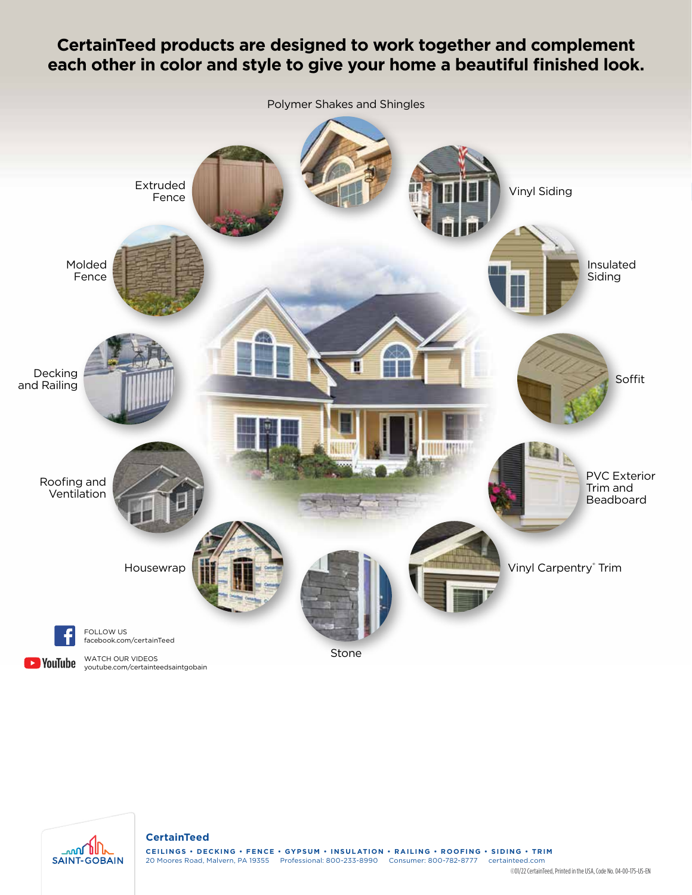# CertainTeed products are designed to work together and complement each other in color and style to give your home a beautiful finished look.

Polymer Shakes and Shingles

Vinyl Siding

Insulated Siding

Soffit

PVC Exterior Trim and Beadboard

Vinyl Carpentry® Trim

Stone

Housewrap

Roofing and Ventilation

Decking and Railing

Molded Fence

Extruded Fence

FOLLOW US
facebook.com/certainTeed

WATCH OUR VIDEOS
youtube.com/certainteedsaintgobain

SAINT-GOBAIN

**CertainTeed**

CEILINGS • DECKING • FENCE • GYPSUM • INSULATION • RAILING • ROOFING • SIDING • TRIM

20 Moores Road, Malvern, PA 19355 Professional: 800-233-8990 Consumer: 800-782-8777 certainteed.com

©01/22 CertainTeed, Printed in the USA, Code No. 04-00-175-US-EN